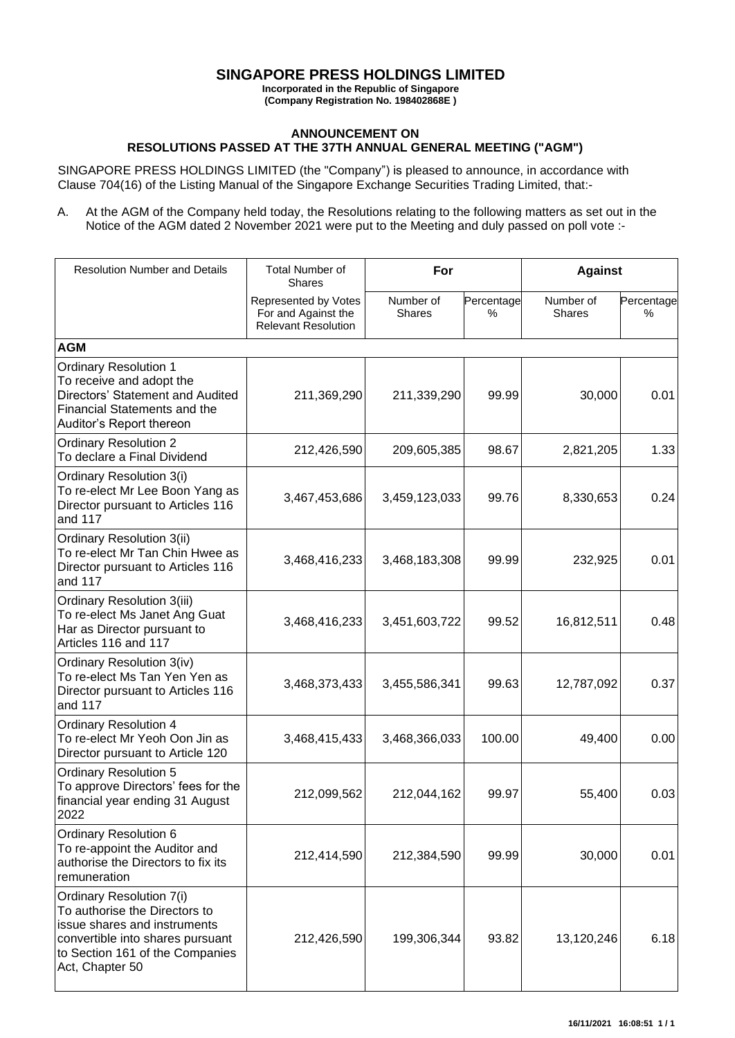# SINGAPORE PRESS HOLDINGS LIMITED

**Incorporated in the Republic of Singapore**
**(Company Registration No. 198402868E )**

## ANNOUNCEMENT ON RESOLUTIONS PASSED AT THE 37TH ANNUAL GENERAL MEETING ("AGM")

SINGAPORE PRESS HOLDINGS LIMITED (the "Company") is pleased to announce, in accordance with Clause 704(16) of the Listing Manual of the Singapore Exchange Securities Trading Limited, that:-

A. At the AGM of the Company held today, the Resolutions relating to the following matters as set out in the Notice of the AGM dated 2 November 2021 were put to the Meeting and duly passed on poll vote :-

| Resolution Number and Details | Total Number of Shares | For | | Against | |
|---|---|---|---|---|---|
| | Represented by Votes For and Against the Relevant Resolution | Number of Shares | Percentage % | Number of Shares | Percentage % |
| **AGM** | | | | | |
| Ordinary Resolution 1 To receive and adopt the Directors' Statement and Audited Financial Statements and the Auditor's Report thereon | 211,369,290 | 211,339,290 | 99.99 | 30,000 | 0.01 |
| Ordinary Resolution 2 To declare a Final Dividend | 212,426,590 | 209,605,385 | 98.67 | 2,821,205 | 1.33 |
| Ordinary Resolution 3(i) To re-elect Mr Lee Boon Yang as Director pursuant to Articles 116 and 117 | 3,467,453,686 | 3,459,123,033 | 99.76 | 8,330,653 | 0.24 |
| Ordinary Resolution 3(ii) To re-elect Mr Tan Chin Hwee as Director pursuant to Articles 116 and 117 | 3,468,416,233 | 3,468,183,308 | 99.99 | 232,925 | 0.01 |
| Ordinary Resolution 3(iii) To re-elect Ms Janet Ang Guat Har as Director pursuant to Articles 116 and 117 | 3,468,416,233 | 3,451,603,722 | 99.52 | 16,812,511 | 0.48 |
| Ordinary Resolution 3(iv) To re-elect Ms Tan Yen Yen as Director pursuant to Articles 116 and 117 | 3,468,373,433 | 3,455,586,341 | 99.63 | 12,787,092 | 0.37 |
| Ordinary Resolution 4 To re-elect Mr Yeoh Oon Jin as Director pursuant to Article 120 | 3,468,415,433 | 3,468,366,033 | 100.00 | 49,400 | 0.00 |
| Ordinary Resolution 5 To approve Directors' fees for the financial year ending 31 August 2022 | 212,099,562 | 212,044,162 | 99.97 | 55,400 | 0.03 |
| Ordinary Resolution 6 To re-appoint the Auditor and authorise the Directors to fix its remuneration | 212,414,590 | 212,384,590 | 99.99 | 30,000 | 0.01 |
| Ordinary Resolution 7(i) To authorise the Directors to issue shares and instruments convertible into shares pursuant to Section 161 of the Companies Act, Chapter 50 | 212,426,590 | 199,306,344 | 93.82 | 13,120,246 | 6.18 |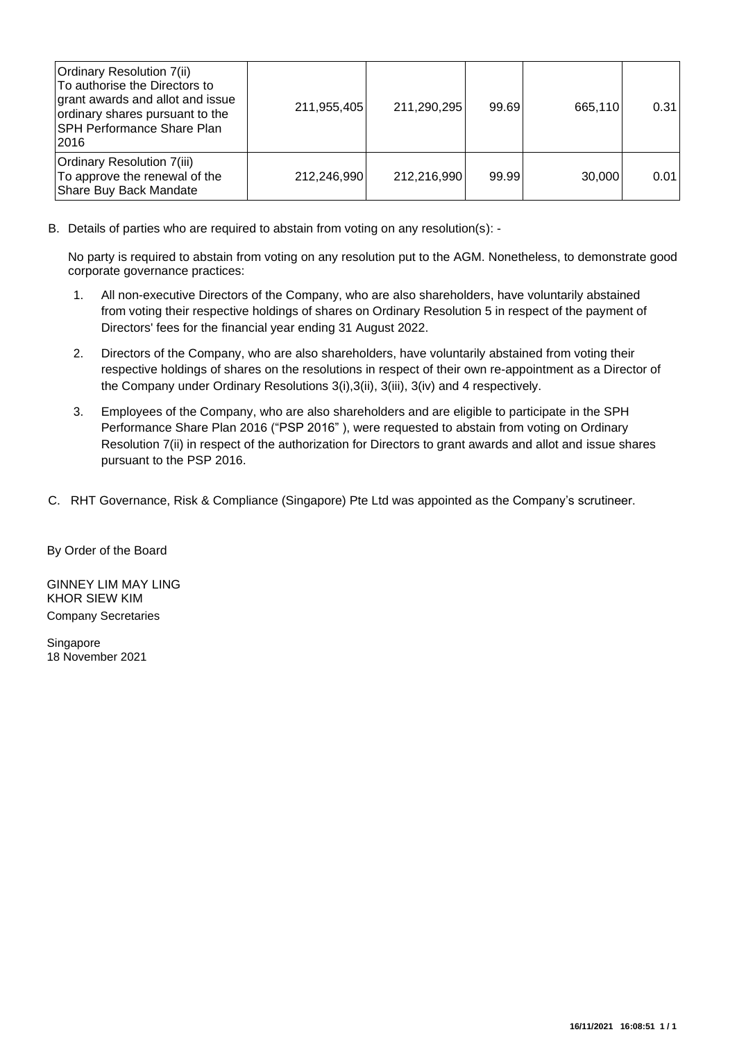| | | | | | |
|---|---|---|---|---|---|
| Ordinary Resolution 7(ii) To authorise the Directors to grant awards and allot and issue ordinary shares pursuant to the SPH Performance Share Plan 2016 | 211,955,405 | 211,290,295 | 99.69 | 665,110 | 0.31 |
| Ordinary Resolution 7(iii) To approve the renewal of the Share Buy Back Mandate | 212,246,990 | 212,216,990 | 99.99 | 30,000 | 0.01 |

B. Details of parties who are required to abstain from voting on any resolution(s): -

No party is required to abstain from voting on any resolution put to the AGM. Nonetheless, to demonstrate good corporate governance practices:

1. All non-executive Directors of the Company, who are also shareholders, have voluntarily abstained from voting their respective holdings of shares on Ordinary Resolution 5 in respect of the payment of Directors' fees for the financial year ending 31 August 2022.

2. Directors of the Company, who are also shareholders, have voluntarily abstained from voting their respective holdings of shares on the resolutions in respect of their own re-appointment as a Director of the Company under Ordinary Resolutions 3(i),3(ii), 3(iii), 3(iv) and 4 respectively.

3. Employees of the Company, who are also shareholders and are eligible to participate in the SPH Performance Share Plan 2016 ("PSP 2016" ), were requested to abstain from voting on Ordinary Resolution 7(ii) in respect of the authorization for Directors to grant awards and allot and issue shares pursuant to the PSP 2016.

C. RHT Governance, Risk & Compliance (Singapore) Pte Ltd was appointed as the Company's scrutineer.

By Order of the Board

GINNEY LIM MAY LING
KHOR SIEW KIM
Company Secretaries

Singapore
18 November 2021